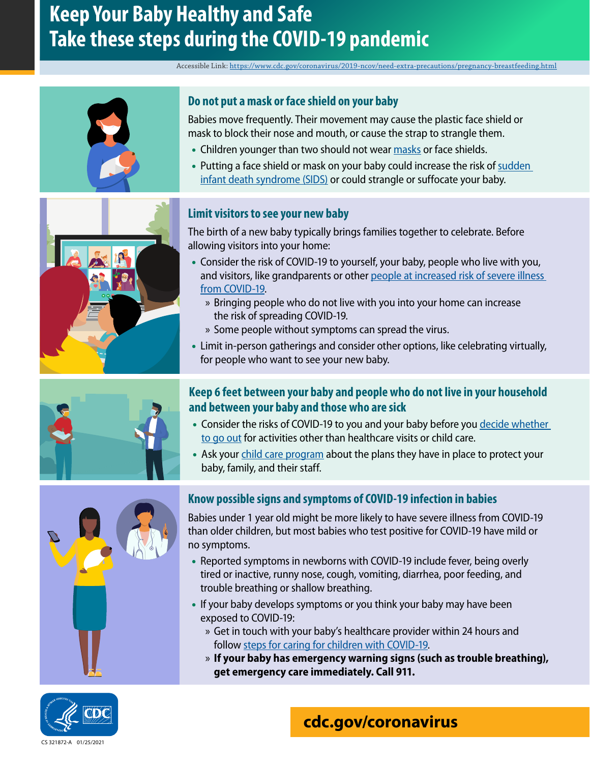# Keep Your Baby Healthy and Safe
# Take these steps during the COVID-19 pandemic

Accessible Link: https://www.cdc.gov/coronavirus/2019-ncov/need-extra-precautions/pregnancy-breastfeeding.html

## Do not put a mask or face shield on your baby

Babies move frequently. Their movement may cause the plastic face shield or mask to block their nose and mouth, or cause the strap to strangle them.

- Children younger than two should not wear masks or face shields.
- Putting a face shield or mask on your baby could increase the risk of sudden infant death syndrome (SIDS) or could strangle or suffocate your baby.

## Limit visitors to see your new baby

The birth of a new baby typically brings families together to celebrate. Before allowing visitors into your home:

- Consider the risk of COVID-19 to yourself, your baby, people who live with you, and visitors, like grandparents or other people at increased risk of severe illness from COVID-19.
  - » Bringing people who do not live with you into your home can increase the risk of spreading COVID-19.
  - » Some people without symptoms can spread the virus.
- Limit in-person gatherings and consider other options, like celebrating virtually, for people who want to see your new baby.

## Keep 6 feet between your baby and people who do not live in your household and between your baby and those who are sick

- Consider the risks of COVID-19 to you and your baby before you decide whether to go out for activities other than healthcare visits or child care.
- Ask your child care program about the plans they have in place to protect your baby, family, and their staff.

## Know possible signs and symptoms of COVID-19 infection in babies

Babies under 1 year old might be more likely to have severe illness from COVID-19 than older children, but most babies who test positive for COVID-19 have mild or no symptoms.

- Reported symptoms in newborns with COVID-19 include fever, being overly tired or inactive, runny nose, cough, vomiting, diarrhea, poor feeding, and trouble breathing or shallow breathing.
- If your baby develops symptoms or you think your baby may have been exposed to COVID-19:
  - » Get in touch with your baby's healthcare provider within 24 hours and follow steps for caring for children with COVID-19.
  - » **If your baby has emergency warning signs (such as trouble breathing), get emergency care immediately. Call 911.**

CS 321872-A 01/25/2021

**cdc.gov/coronavirus**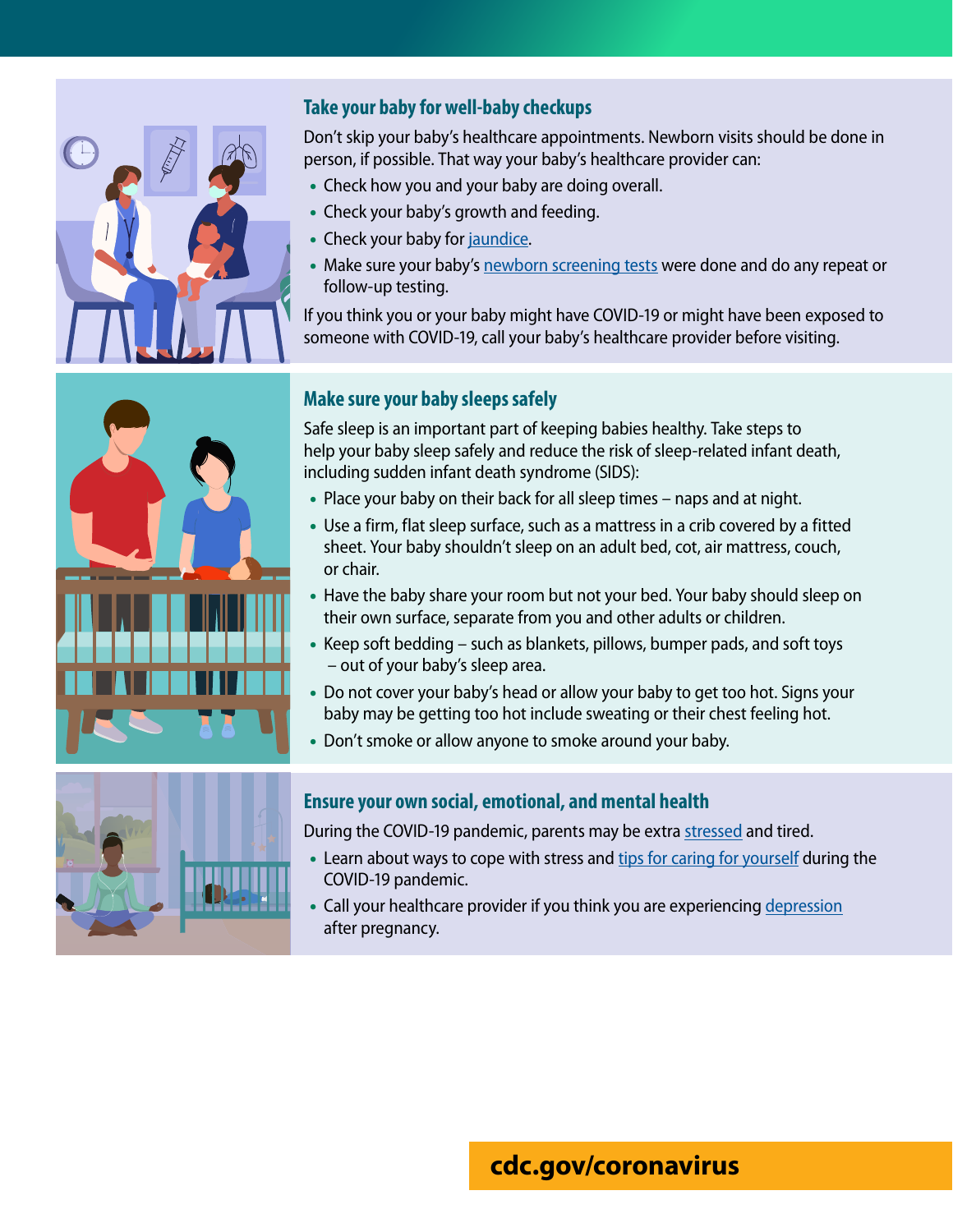## Take your baby for well-baby checkups

Don't skip your baby's healthcare appointments. Newborn visits should be done in person, if possible. That way your baby's healthcare provider can:

- Check how you and your baby are doing overall.
- Check your baby's growth and feeding.
- Check your baby for jaundice.
- Make sure your baby's newborn screening tests were done and do any repeat or follow-up testing.

If you think you or your baby might have COVID-19 or might have been exposed to someone with COVID-19, call your baby's healthcare provider before visiting.

## Make sure your baby sleeps safely

Safe sleep is an important part of keeping babies healthy. Take steps to help your baby sleep safely and reduce the risk of sleep-related infant death, including sudden infant death syndrome (SIDS):

- Place your baby on their back for all sleep times – naps and at night.
- Use a firm, flat sleep surface, such as a mattress in a crib covered by a fitted sheet. Your baby shouldn't sleep on an adult bed, cot, air mattress, couch, or chair.
- Have the baby share your room but not your bed. Your baby should sleep on their own surface, separate from you and other adults or children.
- Keep soft bedding – such as blankets, pillows, bumper pads, and soft toys – out of your baby's sleep area.
- Do not cover your baby's head or allow your baby to get too hot. Signs your baby may be getting too hot include sweating or their chest feeling hot.
- Don't smoke or allow anyone to smoke around your baby.

## Ensure your own social, emotional, and mental health

During the COVID-19 pandemic, parents may be extra stressed and tired.

- Learn about ways to cope with stress and tips for caring for yourself during the COVID-19 pandemic.
- Call your healthcare provider if you think you are experiencing depression after pregnancy.

**cdc.gov/coronavirus**